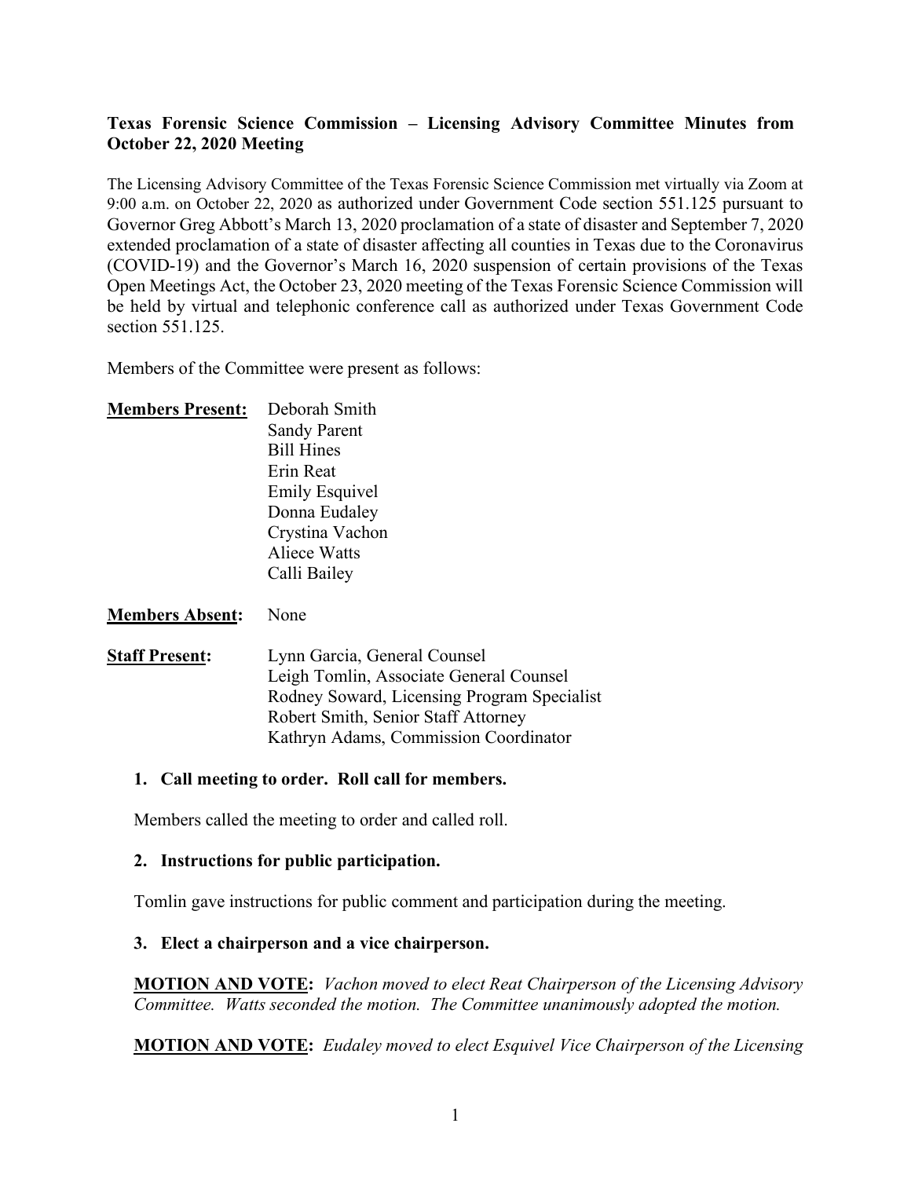**Texas Forensic Science Commission – Licensing Advisory Committee Minutes from October 22, 2020 Meeting**

The Licensing Advisory Committee of the Texas Forensic Science Commission met virtually via Zoom at 9:00 a.m. on October 22, 2020 as authorized under Government Code section 551.125 pursuant to Governor Greg Abbott's March 13, 2020 proclamation of a state of disaster and September 7, 2020 extended proclamation of a state of disaster affecting all counties in Texas due to the Coronavirus (COVID-19) and the Governor's March 16, 2020 suspension of certain provisions of the Texas Open Meetings Act, the October 23, 2020 meeting of the Texas Forensic Science Commission will be held by virtual and telephonic conference call as authorized under Texas Government Code section 551.125.

Members of the Committee were present as follows:

**Members Present:**
Deborah Smith
Sandy Parent
Bill Hines
Erin Reat
Emily Esquivel
Donna Eudaley
Crystina Vachon
Aliece Watts
Calli Bailey

**Members Absent:** None

**Staff Present:**
Lynn Garcia, General Counsel
Leigh Tomlin, Associate General Counsel
Rodney Soward, Licensing Program Specialist
Robert Smith, Senior Staff Attorney
Kathryn Adams, Commission Coordinator

**1. Call meeting to order. Roll call for members.**

Members called the meeting to order and called roll.

**2. Instructions for public participation.**

Tomlin gave instructions for public comment and participation during the meeting.

**3. Elect a chairperson and a vice chairperson.**

**MOTION AND VOTE:** *Vachon moved to elect Reat Chairperson of the Licensing Advisory Committee. Watts seconded the motion. The Committee unanimously adopted the motion.*

**MOTION AND VOTE:** *Eudaley moved to elect Esquivel Vice Chairperson of the Licensing*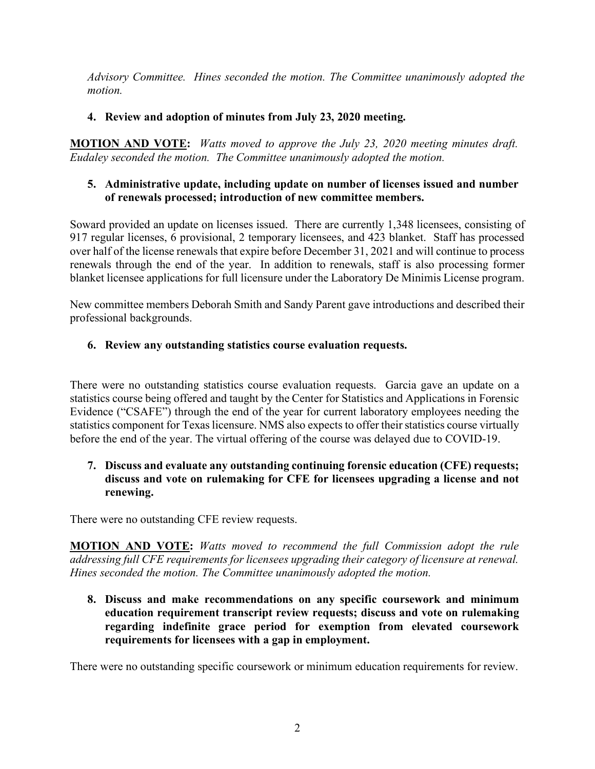*Advisory Committee. Hines seconded the motion. The Committee unanimously adopted the motion.*

**4. Review and adoption of minutes from July 23, 2020 meeting.**

**MOTION AND VOTE:** *Watts moved to approve the July 23, 2020 meeting minutes draft. Eudaley seconded the motion. The Committee unanimously adopted the motion.*

**5. Administrative update, including update on number of licenses issued and number of renewals processed; introduction of new committee members.**

Soward provided an update on licenses issued. There are currently 1,348 licensees, consisting of 917 regular licenses, 6 provisional, 2 temporary licensees, and 423 blanket. Staff has processed over half of the license renewals that expire before December 31, 2021 and will continue to process renewals through the end of the year. In addition to renewals, staff is also processing former blanket licensee applications for full licensure under the Laboratory De Minimis License program.

New committee members Deborah Smith and Sandy Parent gave introductions and described their professional backgrounds.

**6. Review any outstanding statistics course evaluation requests.**

There were no outstanding statistics course evaluation requests. Garcia gave an update on a statistics course being offered and taught by the Center for Statistics and Applications in Forensic Evidence ("CSAFE") through the end of the year for current laboratory employees needing the statistics component for Texas licensure. NMS also expects to offer their statistics course virtually before the end of the year. The virtual offering of the course was delayed due to COVID-19.

**7. Discuss and evaluate any outstanding continuing forensic education (CFE) requests; discuss and vote on rulemaking for CFE for licensees upgrading a license and not renewing.**

There were no outstanding CFE review requests.

**MOTION AND VOTE:** *Watts moved to recommend the full Commission adopt the rule addressing full CFE requirements for licensees upgrading their category of licensure at renewal. Hines seconded the motion. The Committee unanimously adopted the motion.*

**8. Discuss and make recommendations on any specific coursework and minimum education requirement transcript review requests; discuss and vote on rulemaking regarding indefinite grace period for exemption from elevated coursework requirements for licensees with a gap in employment.**

There were no outstanding specific coursework or minimum education requirements for review.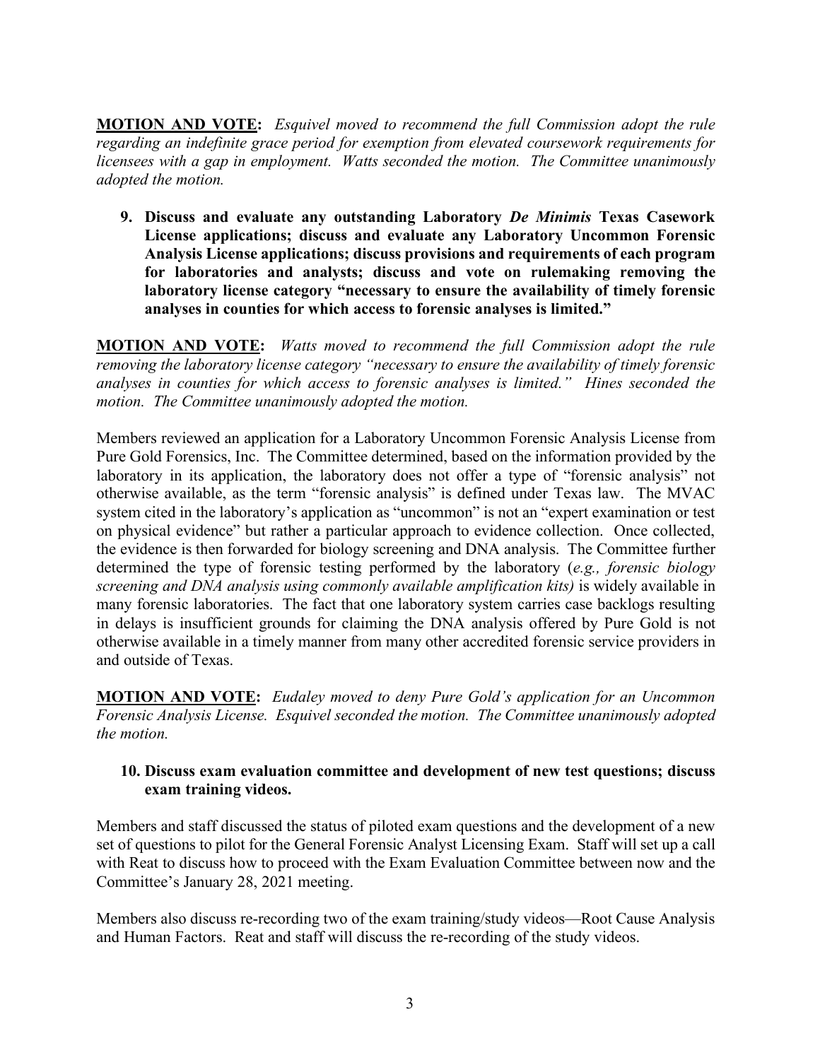**MOTION AND VOTE:** *Esquivel moved to recommend the full Commission adopt the rule regarding an indefinite grace period for exemption from elevated coursework requirements for licensees with a gap in employment. Watts seconded the motion. The Committee unanimously adopted the motion.*

9. **Discuss and evaluate any outstanding Laboratory *De Minimis* Texas Casework License applications; discuss and evaluate any Laboratory Uncommon Forensic Analysis License applications; discuss provisions and requirements of each program for laboratories and analysts; discuss and vote on rulemaking removing the laboratory license category "necessary to ensure the availability of timely forensic analyses in counties for which access to forensic analyses is limited."**

**MOTION AND VOTE:** *Watts moved to recommend the full Commission adopt the rule removing the laboratory license category "necessary to ensure the availability of timely forensic analyses in counties for which access to forensic analyses is limited." Hines seconded the motion. The Committee unanimously adopted the motion.*

Members reviewed an application for a Laboratory Uncommon Forensic Analysis License from Pure Gold Forensics, Inc. The Committee determined, based on the information provided by the laboratory in its application, the laboratory does not offer a type of "forensic analysis" not otherwise available, as the term "forensic analysis" is defined under Texas law. The MVAC system cited in the laboratory's application as "uncommon" is not an "expert examination or test on physical evidence" but rather a particular approach to evidence collection. Once collected, the evidence is then forwarded for biology screening and DNA analysis. The Committee further determined the type of forensic testing performed by the laboratory (*e.g., forensic biology screening and DNA analysis using commonly available amplification kits)* is widely available in many forensic laboratories. The fact that one laboratory system carries case backlogs resulting in delays is insufficient grounds for claiming the DNA analysis offered by Pure Gold is not otherwise available in a timely manner from many other accredited forensic service providers in and outside of Texas.

**MOTION AND VOTE:** *Eudaley moved to deny Pure Gold's application for an Uncommon Forensic Analysis License. Esquivel seconded the motion. The Committee unanimously adopted the motion.*

10. **Discuss exam evaluation committee and development of new test questions; discuss exam training videos.**

Members and staff discussed the status of piloted exam questions and the development of a new set of questions to pilot for the General Forensic Analyst Licensing Exam. Staff will set up a call with Reat to discuss how to proceed with the Exam Evaluation Committee between now and the Committee's January 28, 2021 meeting.

Members also discuss re-recording two of the exam training/study videos—Root Cause Analysis and Human Factors. Reat and staff will discuss the re-recording of the study videos.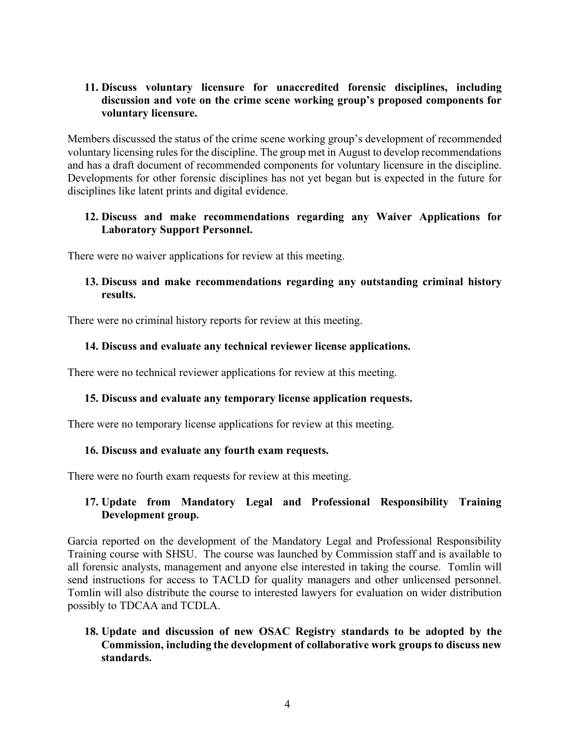**11. Discuss voluntary licensure for unaccredited forensic disciplines, including discussion and vote on the crime scene working group's proposed components for voluntary licensure.**

Members discussed the status of the crime scene working group's development of recommended voluntary licensing rules for the discipline. The group met in August to develop recommendations and has a draft document of recommended components for voluntary licensure in the discipline. Developments for other forensic disciplines has not yet began but is expected in the future for disciplines like latent prints and digital evidence.

**12. Discuss and make recommendations regarding any Waiver Applications for Laboratory Support Personnel.**

There were no waiver applications for review at this meeting.

**13. Discuss and make recommendations regarding any outstanding criminal history results.**

There were no criminal history reports for review at this meeting.

**14. Discuss and evaluate any technical reviewer license applications.**

There were no technical reviewer applications for review at this meeting.

**15. Discuss and evaluate any temporary license application requests.**

There were no temporary license applications for review at this meeting.

**16. Discuss and evaluate any fourth exam requests.**

There were no fourth exam requests for review at this meeting.

**17. Update from Mandatory Legal and Professional Responsibility Training Development group.**

Garcia reported on the development of the Mandatory Legal and Professional Responsibility Training course with SHSU. The course was launched by Commission staff and is available to all forensic analysts, management and anyone else interested in taking the course. Tomlin will send instructions for access to TACLD for quality managers and other unlicensed personnel. Tomlin will also distribute the course to interested lawyers for evaluation on wider distribution possibly to TDCAA and TCDLA.

**18. Update and discussion of new OSAC Registry standards to be adopted by the Commission, including the development of collaborative work groups to discuss new standards.**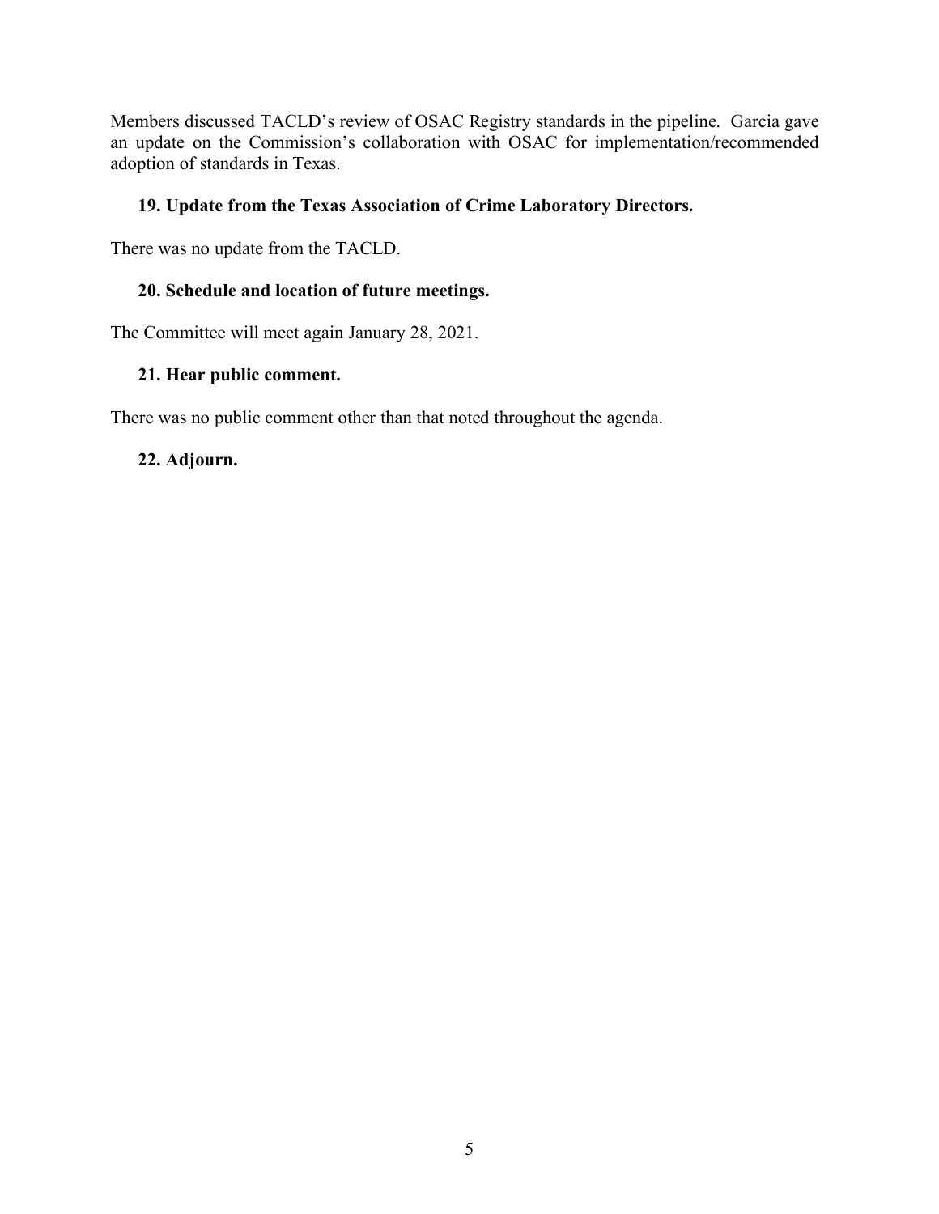Members discussed TACLD's review of OSAC Registry standards in the pipeline. Garcia gave an update on the Commission's collaboration with OSAC for implementation/recommended adoption of standards in Texas.

**19. Update from the Texas Association of Crime Laboratory Directors.**

There was no update from the TACLD.

**20. Schedule and location of future meetings.**

The Committee will meet again January 28, 2021.

**21. Hear public comment.**

There was no public comment other than that noted throughout the agenda.

**22. Adjourn.**